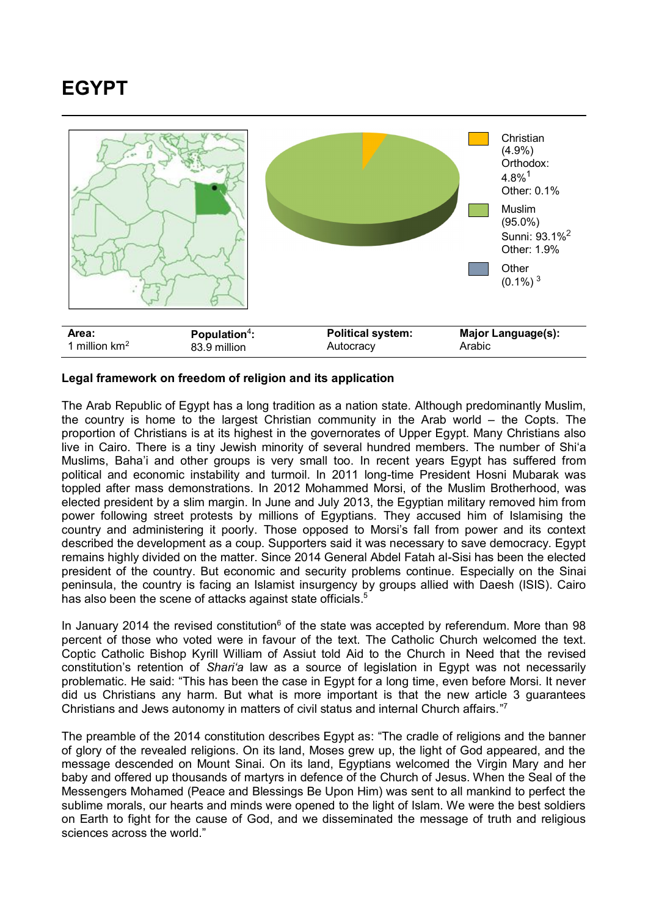# EGYPT

Christian (4.9%)
Orthodox: 4.8%[1]
Other: 0.1%

Muslim (95.0%)
Sunni: 93.1%[2]
Other: 1.9%

Other (0.1%)[3]

| Area: | Population[4]: | Political system: | Major Language(s): |
|---|---|---|---|
| 1 million km$^2$ | 83.9 million | Autocracy | Arabic |

**Legal framework on freedom of religion and its application**

The Arab Republic of Egypt has a long tradition as a nation state. Although predominantly Muslim, the country is home to the largest Christian community in the Arab world – the Copts. The proportion of Christians is at its highest in the governorates of Upper Egypt. Many Christians also live in Cairo. There is a tiny Jewish minority of several hundred members. The number of Shi'a Muslims, Baha'i and other groups is very small too. In recent years Egypt has suffered from political and economic instability and turmoil. In 2011 long-time President Hosni Mubarak was toppled after mass demonstrations. In 2012 Mohammed Morsi, of the Muslim Brotherhood, was elected president by a slim margin. In June and July 2013, the Egyptian military removed him from power following street protests by millions of Egyptians. They accused him of Islamising the country and administering it poorly. Those opposed to Morsi's fall from power and its context described the development as a coup. Supporters said it was necessary to save democracy. Egypt remains highly divided on the matter. Since 2014 General Abdel Fatah al-Sisi has been the elected president of the country. But economic and security problems continue. Especially on the Sinai peninsula, the country is facing an Islamist insurgency by groups allied with Daesh (ISIS). Cairo has also been the scene of attacks against state officials.[5]

In January 2014 the revised constitution[6] of the state was accepted by referendum. More than 98 percent of those who voted were in favour of the text. The Catholic Church welcomed the text. Coptic Catholic Bishop Kyrill William of Assiut told Aid to the Church in Need that the revised constitution's retention of *Shari'a* law as a source of legislation in Egypt was not necessarily problematic. He said: "This has been the case in Egypt for a long time, even before Morsi. It never did us Christians any harm. But what is more important is that the new article 3 guarantees Christians and Jews autonomy in matters of civil status and internal Church affairs."[7]

The preamble of the 2014 constitution describes Egypt as: "The cradle of religions and the banner of glory of the revealed religions. On its land, Moses grew up, the light of God appeared, and the message descended on Mount Sinai. On its land, Egyptians welcomed the Virgin Mary and her baby and offered up thousands of martyrs in defence of the Church of Jesus. When the Seal of the Messengers Mohamed (Peace and Blessings Be Upon Him) was sent to all mankind to perfect the sublime morals, our hearts and minds were opened to the light of Islam. We were the best soldiers on Earth to fight for the cause of God, and we disseminated the message of truth and religious sciences across the world."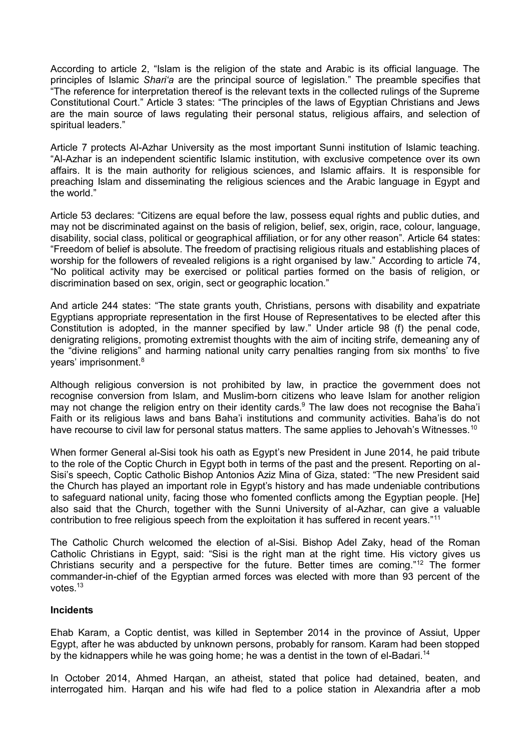According to article 2, "Islam is the religion of the state and Arabic is its official language. The principles of Islamic *Shari'a* are the principal source of legislation." The preamble specifies that "The reference for interpretation thereof is the relevant texts in the collected rulings of the Supreme Constitutional Court." Article 3 states: "The principles of the laws of Egyptian Christians and Jews are the main source of laws regulating their personal status, religious affairs, and selection of spiritual leaders."

Article 7 protects Al-Azhar University as the most important Sunni institution of Islamic teaching. "Al-Azhar is an independent scientific Islamic institution, with exclusive competence over its own affairs. It is the main authority for religious sciences, and Islamic affairs. It is responsible for preaching Islam and disseminating the religious sciences and the Arabic language in Egypt and the world."

Article 53 declares: "Citizens are equal before the law, possess equal rights and public duties, and may not be discriminated against on the basis of religion, belief, sex, origin, race, colour, language, disability, social class, political or geographical affiliation, or for any other reason". Article 64 states: "Freedom of belief is absolute. The freedom of practising religious rituals and establishing places of worship for the followers of revealed religions is a right organised by law." According to article 74, "No political activity may be exercised or political parties formed on the basis of religion, or discrimination based on sex, origin, sect or geographic location."

And article 244 states: "The state grants youth, Christians, persons with disability and expatriate Egyptians appropriate representation in the first House of Representatives to be elected after this Constitution is adopted, in the manner specified by law." Under article 98 (f) the penal code, denigrating religions, promoting extremist thoughts with the aim of inciting strife, demeaning any of the "divine religions" and harming national unity carry penalties ranging from six months' to five years' imprisonment.[8]

Although religious conversion is not prohibited by law, in practice the government does not recognise conversion from Islam, and Muslim-born citizens who leave Islam for another religion may not change the religion entry on their identity cards.[9] The law does not recognise the Baha'i Faith or its religious laws and bans Baha'i institutions and community activities. Baha'is do not have recourse to civil law for personal status matters. The same applies to Jehovah's Witnesses.[10]

When former General al-Sisi took his oath as Egypt's new President in June 2014, he paid tribute to the role of the Coptic Church in Egypt both in terms of the past and the present. Reporting on al-Sisi's speech, Coptic Catholic Bishop Antonios Aziz Mina of Giza, stated: "The new President said the Church has played an important role in Egypt's history and has made undeniable contributions to safeguard national unity, facing those who fomented conflicts among the Egyptian people. [He] also said that the Church, together with the Sunni University of al-Azhar, can give a valuable contribution to free religious speech from the exploitation it has suffered in recent years."[11]

The Catholic Church welcomed the election of al-Sisi. Bishop Adel Zaky, head of the Roman Catholic Christians in Egypt, said: "Sisi is the right man at the right time. His victory gives us Christians security and a perspective for the future. Better times are coming."[12] The former commander-in-chief of the Egyptian armed forces was elected with more than 93 percent of the votes.[13]

**Incidents**

Ehab Karam, a Coptic dentist, was killed in September 2014 in the province of Assiut, Upper Egypt, after he was abducted by unknown persons, probably for ransom. Karam had been stopped by the kidnappers while he was going home; he was a dentist in the town of el-Badari.[14]

In October 2014, Ahmed Harqan, an atheist, stated that police had detained, beaten, and interrogated him. Harqan and his wife had fled to a police station in Alexandria after a mob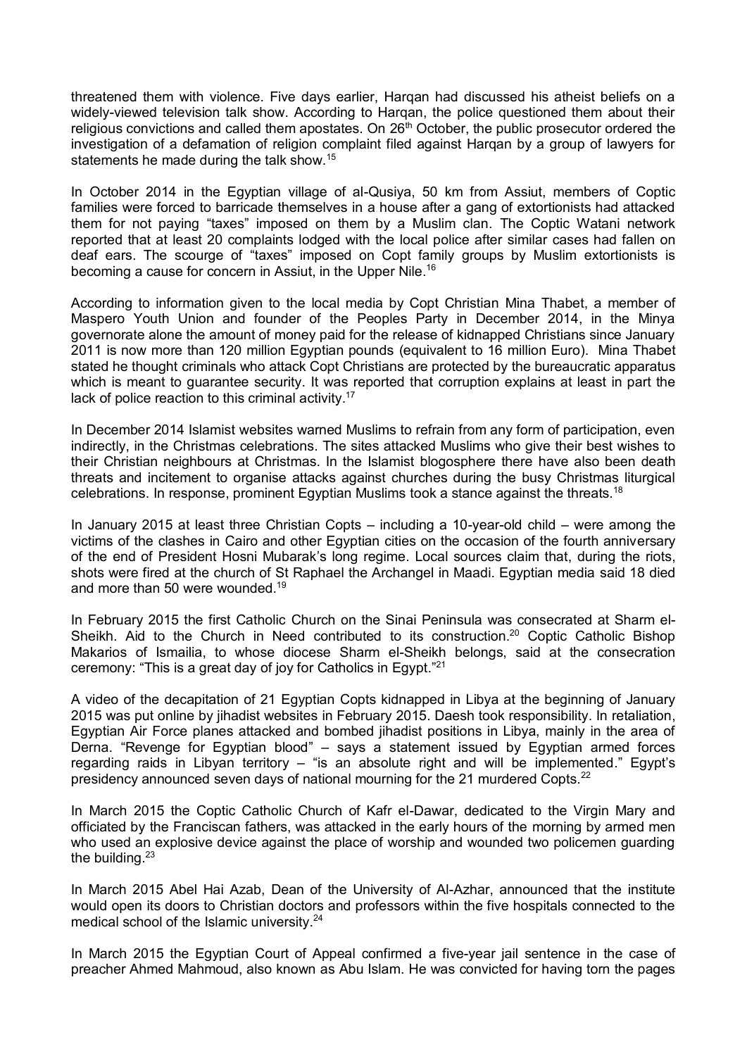threatened them with violence. Five days earlier, Harqan had discussed his atheist beliefs on a widely-viewed television talk show. According to Harqan, the police questioned them about their religious convictions and called them apostates. On 26th October, the public prosecutor ordered the investigation of a defamation of religion complaint filed against Harqan by a group of lawyers for statements he made during the talk show.[15]

In October 2014 in the Egyptian village of al-Qusiya, 50 km from Assiut, members of Coptic families were forced to barricade themselves in a house after a gang of extortionists had attacked them for not paying "taxes" imposed on them by a Muslim clan. The Coptic Watani network reported that at least 20 complaints lodged with the local police after similar cases had fallen on deaf ears. The scourge of "taxes" imposed on Copt family groups by Muslim extortionists is becoming a cause for concern in Assiut, in the Upper Nile.[16]

According to information given to the local media by Copt Christian Mina Thabet, a member of Maspero Youth Union and founder of the Peoples Party in December 2014, in the Minya governorate alone the amount of money paid for the release of kidnapped Christians since January 2011 is now more than 120 million Egyptian pounds (equivalent to 16 million Euro). Mina Thabet stated he thought criminals who attack Copt Christians are protected by the bureaucratic apparatus which is meant to guarantee security. It was reported that corruption explains at least in part the lack of police reaction to this criminal activity.[17]

In December 2014 Islamist websites warned Muslims to refrain from any form of participation, even indirectly, in the Christmas celebrations. The sites attacked Muslims who give their best wishes to their Christian neighbours at Christmas. In the Islamist blogosphere there have also been death threats and incitement to organise attacks against churches during the busy Christmas liturgical celebrations. In response, prominent Egyptian Muslims took a stance against the threats.[18]

In January 2015 at least three Christian Copts – including a 10-year-old child – were among the victims of the clashes in Cairo and other Egyptian cities on the occasion of the fourth anniversary of the end of President Hosni Mubarak's long regime. Local sources claim that, during the riots, shots were fired at the church of St Raphael the Archangel in Maadi. Egyptian media said 18 died and more than 50 were wounded.[19]

In February 2015 the first Catholic Church on the Sinai Peninsula was consecrated at Sharm el-Sheikh. Aid to the Church in Need contributed to its construction.[20] Coptic Catholic Bishop Makarios of Ismailia, to whose diocese Sharm el-Sheikh belongs, said at the consecration ceremony: "This is a great day of joy for Catholics in Egypt."[21]

A video of the decapitation of 21 Egyptian Copts kidnapped in Libya at the beginning of January 2015 was put online by jihadist websites in February 2015. Daesh took responsibility. In retaliation, Egyptian Air Force planes attacked and bombed jihadist positions in Libya, mainly in the area of Derna. "Revenge for Egyptian blood" – says a statement issued by Egyptian armed forces regarding raids in Libyan territory – "is an absolute right and will be implemented." Egypt's presidency announced seven days of national mourning for the 21 murdered Copts.[22]

In March 2015 the Coptic Catholic Church of Kafr el-Dawar, dedicated to the Virgin Mary and officiated by the Franciscan fathers, was attacked in the early hours of the morning by armed men who used an explosive device against the place of worship and wounded two policemen guarding the building.[23]

In March 2015 Abel Hai Azab, Dean of the University of Al-Azhar, announced that the institute would open its doors to Christian doctors and professors within the five hospitals connected to the medical school of the Islamic university.[24]

In March 2015 the Egyptian Court of Appeal confirmed a five-year jail sentence in the case of preacher Ahmed Mahmoud, also known as Abu Islam. He was convicted for having torn the pages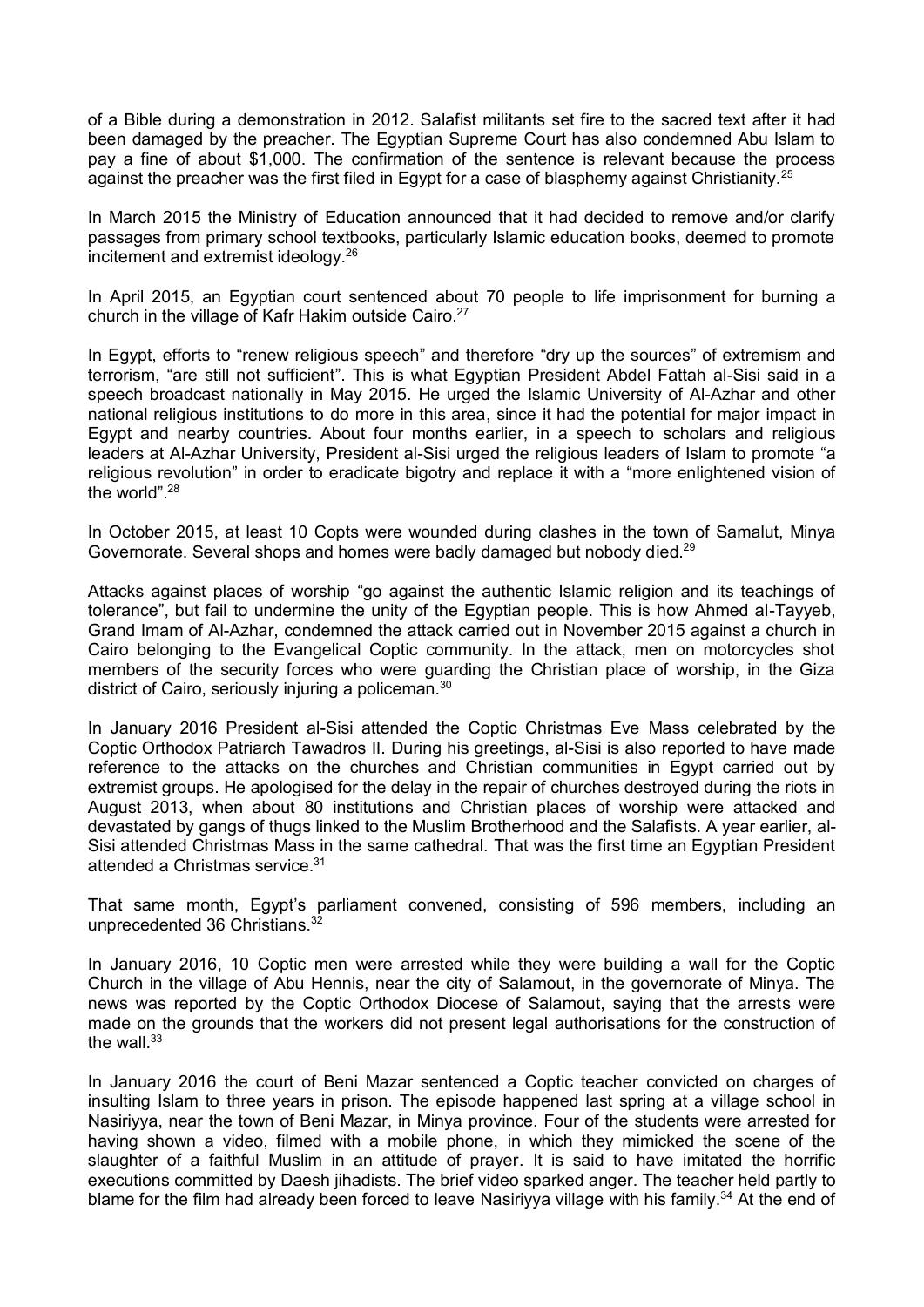of a Bible during a demonstration in 2012. Salafist militants set fire to the sacred text after it had been damaged by the preacher. The Egyptian Supreme Court has also condemned Abu Islam to pay a fine of about $1,000. The confirmation of the sentence is relevant because the process against the preacher was the first filed in Egypt for a case of blasphemy against Christianity.[25]

In March 2015 the Ministry of Education announced that it had decided to remove and/or clarify passages from primary school textbooks, particularly Islamic education books, deemed to promote incitement and extremist ideology.[26]

In April 2015, an Egyptian court sentenced about 70 people to life imprisonment for burning a church in the village of Kafr Hakim outside Cairo.[27]

In Egypt, efforts to "renew religious speech" and therefore "dry up the sources" of extremism and terrorism, "are still not sufficient". This is what Egyptian President Abdel Fattah al-Sisi said in a speech broadcast nationally in May 2015. He urged the Islamic University of Al-Azhar and other national religious institutions to do more in this area, since it had the potential for major impact in Egypt and nearby countries. About four months earlier, in a speech to scholars and religious leaders at Al-Azhar University, President al-Sisi urged the religious leaders of Islam to promote "a religious revolution" in order to eradicate bigotry and replace it with a "more enlightened vision of the world".[28]

In October 2015, at least 10 Copts were wounded during clashes in the town of Samalut, Minya Governorate. Several shops and homes were badly damaged but nobody died.[29]

Attacks against places of worship "go against the authentic Islamic religion and its teachings of tolerance", but fail to undermine the unity of the Egyptian people. This is how Ahmed al-Tayyeb, Grand Imam of Al-Azhar, condemned the attack carried out in November 2015 against a church in Cairo belonging to the Evangelical Coptic community. In the attack, men on motorcycles shot members of the security forces who were guarding the Christian place of worship, in the Giza district of Cairo, seriously injuring a policeman.[30]

In January 2016 President al-Sisi attended the Coptic Christmas Eve Mass celebrated by the Coptic Orthodox Patriarch Tawadros II. During his greetings, al-Sisi is also reported to have made reference to the attacks on the churches and Christian communities in Egypt carried out by extremist groups. He apologised for the delay in the repair of churches destroyed during the riots in August 2013, when about 80 institutions and Christian places of worship were attacked and devastated by gangs of thugs linked to the Muslim Brotherhood and the Salafists. A year earlier, al-Sisi attended Christmas Mass in the same cathedral. That was the first time an Egyptian President attended a Christmas service.[31]

That same month, Egypt's parliament convened, consisting of 596 members, including an unprecedented 36 Christians.[32]

In January 2016, 10 Coptic men were arrested while they were building a wall for the Coptic Church in the village of Abu Hennis, near the city of Salamout, in the governorate of Minya. The news was reported by the Coptic Orthodox Diocese of Salamout, saying that the arrests were made on the grounds that the workers did not present legal authorisations for the construction of the wall.[33]

In January 2016 the court of Beni Mazar sentenced a Coptic teacher convicted on charges of insulting Islam to three years in prison. The episode happened last spring at a village school in Nasiriyya, near the town of Beni Mazar, in Minya province. Four of the students were arrested for having shown a video, filmed with a mobile phone, in which they mimicked the scene of the slaughter of a faithful Muslim in an attitude of prayer. It is said to have imitated the horrific executions committed by Daesh jihadists. The brief video sparked anger. The teacher held partly to blame for the film had already been forced to leave Nasiriyya village with his family.[34] At the end of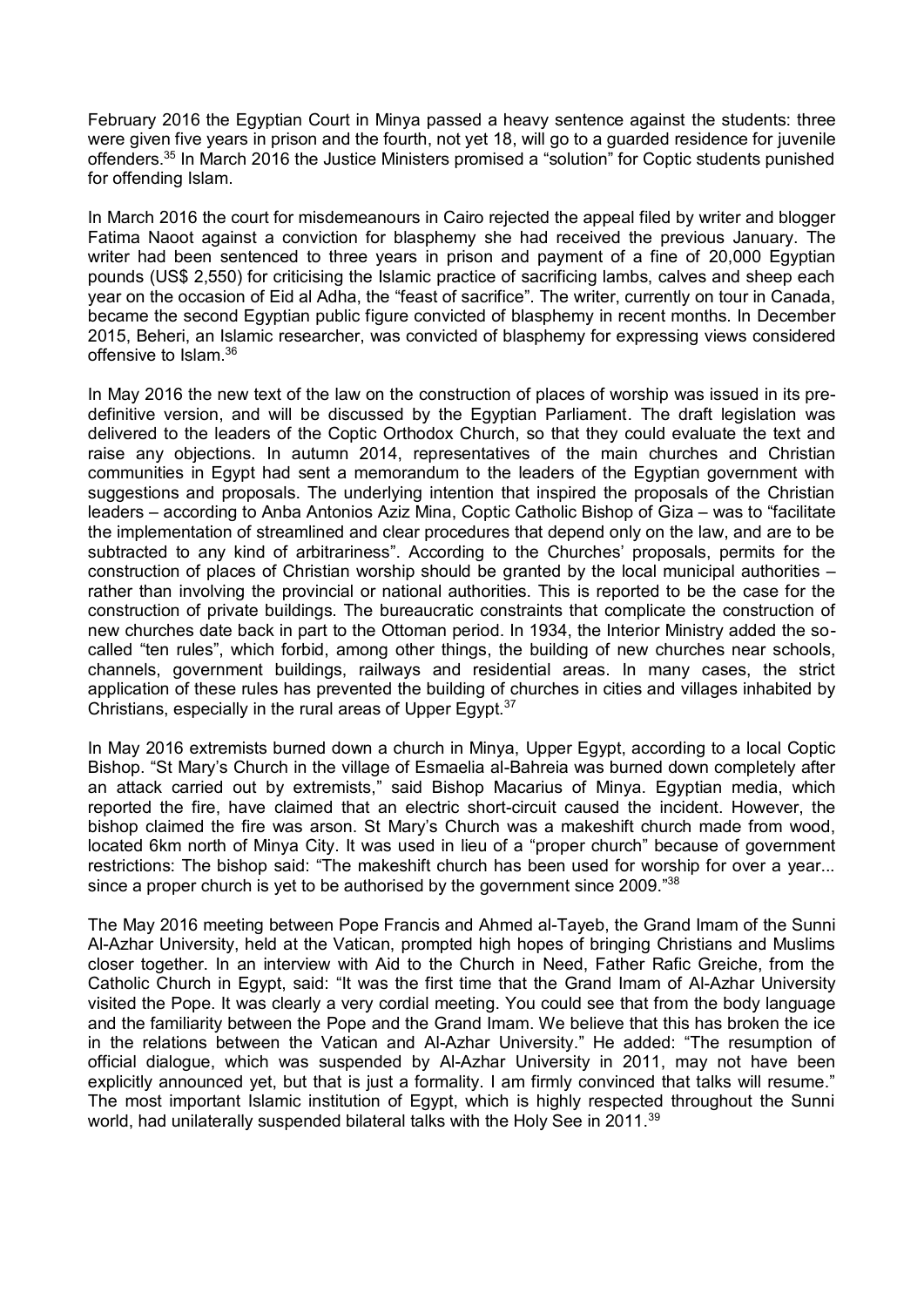February 2016 the Egyptian Court in Minya passed a heavy sentence against the students: three were given five years in prison and the fourth, not yet 18, will go to a guarded residence for juvenile offenders.[35] In March 2016 the Justice Ministers promised a "solution" for Coptic students punished for offending Islam.

In March 2016 the court for misdemeanours in Cairo rejected the appeal filed by writer and blogger Fatima Naoot against a conviction for blasphemy she had received the previous January. The writer had been sentenced to three years in prison and payment of a fine of 20,000 Egyptian pounds (US$ 2,550) for criticising the Islamic practice of sacrificing lambs, calves and sheep each year on the occasion of Eid al Adha, the "feast of sacrifice". The writer, currently on tour in Canada, became the second Egyptian public figure convicted of blasphemy in recent months. In December 2015, Beheri, an Islamic researcher, was convicted of blasphemy for expressing views considered offensive to Islam.[36]

In May 2016 the new text of the law on the construction of places of worship was issued in its pre-definitive version, and will be discussed by the Egyptian Parliament. The draft legislation was delivered to the leaders of the Coptic Orthodox Church, so that they could evaluate the text and raise any objections. In autumn 2014, representatives of the main churches and Christian communities in Egypt had sent a memorandum to the leaders of the Egyptian government with suggestions and proposals. The underlying intention that inspired the proposals of the Christian leaders – according to Anba Antonios Aziz Mina, Coptic Catholic Bishop of Giza – was to "facilitate the implementation of streamlined and clear procedures that depend only on the law, and are to be subtracted to any kind of arbitrariness". According to the Churches' proposals, permits for the construction of places of Christian worship should be granted by the local municipal authorities – rather than involving the provincial or national authorities. This is reported to be the case for the construction of private buildings. The bureaucratic constraints that complicate the construction of new churches date back in part to the Ottoman period. In 1934, the Interior Ministry added the so-called "ten rules", which forbid, among other things, the building of new churches near schools, channels, government buildings, railways and residential areas. In many cases, the strict application of these rules has prevented the building of churches in cities and villages inhabited by Christians, especially in the rural areas of Upper Egypt.[37]

In May 2016 extremists burned down a church in Minya, Upper Egypt, according to a local Coptic Bishop. "St Mary's Church in the village of Esmaelia al-Bahreia was burned down completely after an attack carried out by extremists," said Bishop Macarius of Minya. Egyptian media, which reported the fire, have claimed that an electric short-circuit caused the incident. However, the bishop claimed the fire was arson. St Mary's Church was a makeshift church made from wood, located 6km north of Minya City. It was used in lieu of a "proper church" because of government restrictions: The bishop said: "The makeshift church has been used for worship for over a year... since a proper church is yet to be authorised by the government since 2009."[38]

The May 2016 meeting between Pope Francis and Ahmed al-Tayeb, the Grand Imam of the Sunni Al-Azhar University, held at the Vatican, prompted high hopes of bringing Christians and Muslims closer together. In an interview with Aid to the Church in Need, Father Rafic Greiche, from the Catholic Church in Egypt, said: "It was the first time that the Grand Imam of Al-Azhar University visited the Pope. It was clearly a very cordial meeting. You could see that from the body language and the familiarity between the Pope and the Grand Imam. We believe that this has broken the ice in the relations between the Vatican and Al-Azhar University." He added: "The resumption of official dialogue, which was suspended by Al-Azhar University in 2011, may not have been explicitly announced yet, but that is just a formality. I am firmly convinced that talks will resume." The most important Islamic institution of Egypt, which is highly respected throughout the Sunni world, had unilaterally suspended bilateral talks with the Holy See in 2011.[39]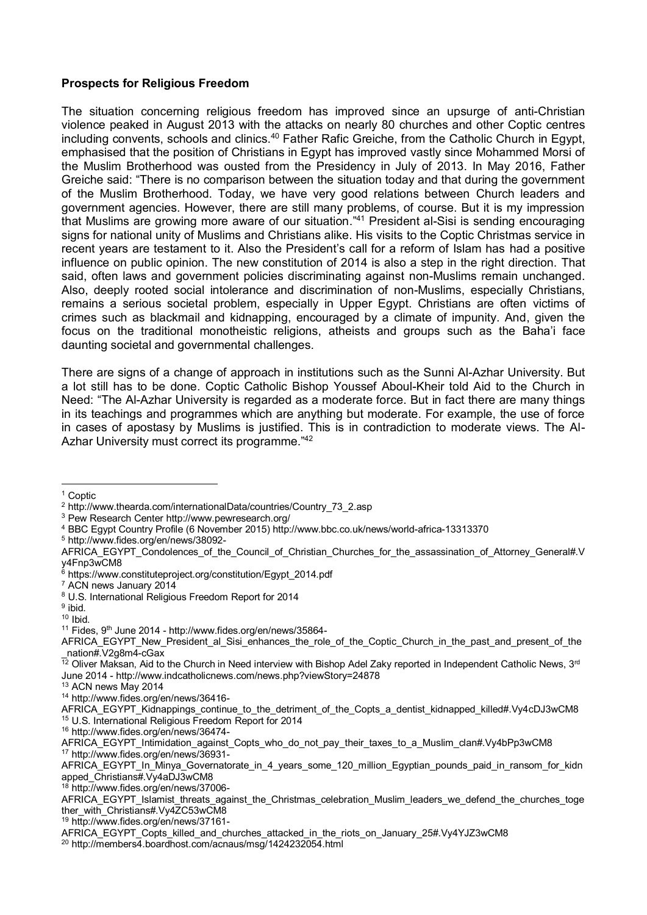**Prospects for Religious Freedom**

The situation concerning religious freedom has improved since an upsurge of anti-Christian violence peaked in August 2013 with the attacks on nearly 80 churches and other Coptic centres including convents, schools and clinics.[40] Father Rafic Greiche, from the Catholic Church in Egypt, emphasised that the position of Christians in Egypt has improved vastly since Mohammed Morsi of the Muslim Brotherhood was ousted from the Presidency in July of 2013. In May 2016, Father Greiche said: "There is no comparison between the situation today and that during the government of the Muslim Brotherhood. Today, we have very good relations between Church leaders and government agencies. However, there are still many problems, of course. But it is my impression that Muslims are growing more aware of our situation."[41] President al-Sisi is sending encouraging signs for national unity of Muslims and Christians alike. His visits to the Coptic Christmas service in recent years are testament to it. Also the President's call for a reform of Islam has had a positive influence on public opinion. The new constitution of 2014 is also a step in the right direction. That said, often laws and government policies discriminating against non-Muslims remain unchanged. Also, deeply rooted social intolerance and discrimination of non-Muslims, especially Christians, remains a serious societal problem, especially in Upper Egypt. Christians are often victims of crimes such as blackmail and kidnapping, encouraged by a climate of impunity. And, given the focus on the traditional monotheistic religions, atheists and groups such as the Baha'i face daunting societal and governmental challenges.

There are signs of a change of approach in institutions such as the Sunni Al-Azhar University. But a lot still has to be done. Coptic Catholic Bishop Youssef Aboul-Kheir told Aid to the Church in Need: "The Al-Azhar University is regarded as a moderate force. But in fact there are many things in its teachings and programmes which are anything but moderate. For example, the use of force in cases of apostasy by Muslims is justified. This is in contradiction to moderate views. The Al-Azhar University must correct its programme."[42]

---

[1] Coptic
[2] http://www.thearda.com/internationalData/countries/Country_73_2.asp
[3] Pew Research Center http://www.pewresearch.org/
[4] BBC Egypt Country Profile (6 November 2015) http://www.bbc.co.uk/news/world-africa-13313370
[5] http://www.fides.org/en/news/38092-AFRICA_EGYPT_Condolences_of_the_Council_of_Christian_Churches_for_the_assassination_of_Attorney_General#.Vy4Fnp3wCM8
[6] https://www.constituteproject.org/constitution/Egypt_2014.pdf
[7] ACN news January 2014
[8] U.S. International Religious Freedom Report for 2014
[9] ibid.
[10] Ibid.
[11] Fides, 9th June 2014 - http://www.fides.org/en/news/35864-AFRICA_EGYPT_New_President_al_Sisi_enhances_the_role_of_the_Coptic_Church_in_the_past_and_present_of_the_nation#.V2g8m4-cGax
[12] Oliver Maksan, Aid to the Church in Need interview with Bishop Adel Zaky reported in Independent Catholic News, 3rd June 2014 - http://www.indcatholicnews.com/news.php?viewStory=24878
[13] ACN news May 2014
[14] http://www.fides.org/en/news/36416-AFRICA_EGYPT_Kidnappings_continue_to_the_detriment_of_the_Copts_a_dentist_kidnapped_killed#.Vy4cDJ3wCM8
[15] U.S. International Religious Freedom Report for 2014
[16] http://www.fides.org/en/news/36474-AFRICA_EGYPT_Intimidation_against_Copts_who_do_not_pay_their_taxes_to_a_Muslim_clan#.Vy4bPp3wCM8
[17] http://www.fides.org/en/news/36931-AFRICA_EGYPT_In_Minya_Governatorate_in_4_years_some_120_million_Egyptian_pounds_paid_in_ransom_for_kidnapped_Christians#.Vy4aDJ3wCM8
[18] http://www.fides.org/en/news/37006-AFRICA_EGYPT_Islamist_threats_against_the_Christmas_celebration_Muslim_leaders_we_defend_the_churches_together_with_Christians#.Vy4ZC53wCM8
[19] http://www.fides.org/en/news/37161-AFRICA_EGYPT_Copts_killed_and_churches_attacked_in_the_riots_on_January_25#.Vy4YJZ3wCM8
[20] http://members4.boardhost.com/acnaus/msg/1424232054.html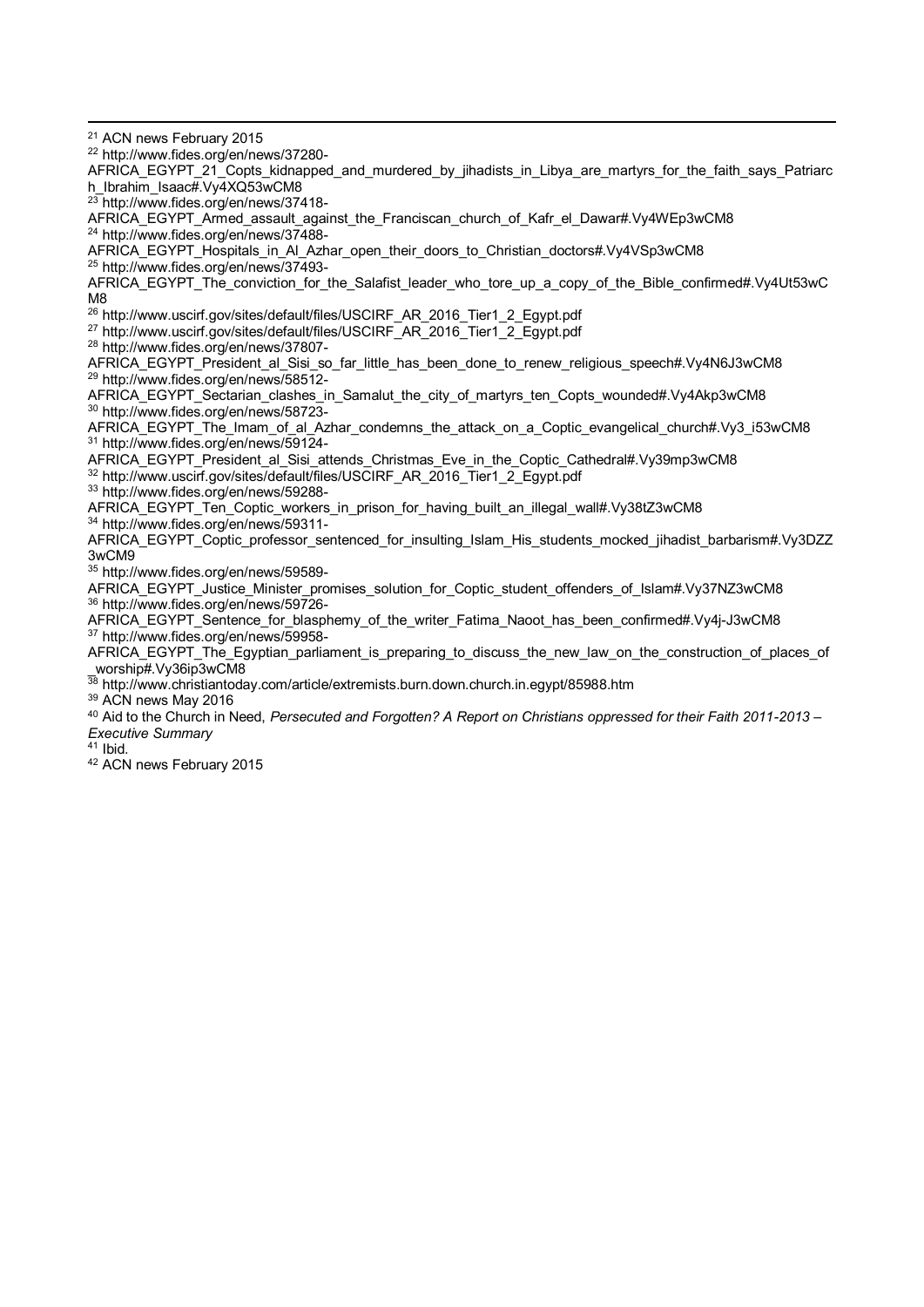[21] ACN news February 2015

[22] http://www.fides.org/en/news/37280-AFRICA_EGYPT_21_Copts_kidnapped_and_murdered_by_jihadists_in_Libya_are_martyrs_for_the_faith_says_Patriarch_Ibrahim_Isaac#.Vy4XQ53wCM8

[23] http://www.fides.org/en/news/37418-AFRICA_EGYPT_Armed_assault_against_the_Franciscan_church_of_Kafr_el_Dawar#.Vy4WEp3wCM8

[24] http://www.fides.org/en/news/37488-AFRICA_EGYPT_Hospitals_in_Al_Azhar_open_their_doors_to_Christian_doctors#.Vy4VSp3wCM8

[25] http://www.fides.org/en/news/37493-AFRICA_EGYPT_The_conviction_for_the_Salafist_leader_who_tore_up_a_copy_of_the_Bible_confirmed#.Vy4Ut53wCM8

[26] http://www.uscirf.gov/sites/default/files/USCIRF_AR_2016_Tier1_2_Egypt.pdf

[27] http://www.uscirf.gov/sites/default/files/USCIRF_AR_2016_Tier1_2_Egypt.pdf

[28] http://www.fides.org/en/news/37807-AFRICA_EGYPT_President_al_Sisi_so_far_little_has_been_done_to_renew_religious_speech#.Vy4N6J3wCM8

[29] http://www.fides.org/en/news/58512-AFRICA_EGYPT_Sectarian_clashes_in_Samalut_the_city_of_martyrs_ten_Copts_wounded#.Vy4Akp3wCM8

[30] http://www.fides.org/en/news/58723-AFRICA_EGYPT_The_Imam_of_al_Azhar_condemns_the_attack_on_a_Coptic_evangelical_church#.Vy3_i53wCM8

[31] http://www.fides.org/en/news/59124-AFRICA_EGYPT_President_al_Sisi_attends_Christmas_Eve_in_the_Coptic_Cathedral#.Vy39mp3wCM8

[32] http://www.uscirf.gov/sites/default/files/USCIRF_AR_2016_Tier1_2_Egypt.pdf

[33] http://www.fides.org/en/news/59288-AFRICA_EGYPT_Ten_Coptic_workers_in_prison_for_having_built_an_illegal_wall#.Vy38tZ3wCM8

[34] http://www.fides.org/en/news/59311-AFRICA_EGYPT_Coptic_professor_sentenced_for_insulting_Islam_His_students_mocked_jihadist_barbarism#.Vy3DZZ3wCM9

[35] http://www.fides.org/en/news/59589-AFRICA_EGYPT_Justice_Minister_promises_solution_for_Coptic_student_offenders_of_Islam#.Vy37NZ3wCM8

[36] http://www.fides.org/en/news/59726-AFRICA_EGYPT_Sentence_for_blasphemy_of_the_writer_Fatima_Naoot_has_been_confirmed#.Vy4j-J3wCM8

[37] http://www.fides.org/en/news/59958-AFRICA_EGYPT_The_Egyptian_parliament_is_preparing_to_discuss_the_new_law_on_the_construction_of_places_of_worship#.Vy36ip3wCM8

[38] http://www.christiantoday.com/article/extremists.burn.down.church.in.egypt/85988.htm

[39] ACN news May 2016

[40] Aid to the Church in Need, *Persecuted and Forgotten? A Report on Christians oppressed for their Faith 2011-2013 – Executive Summary*

[41] Ibid.

[42] ACN news February 2015